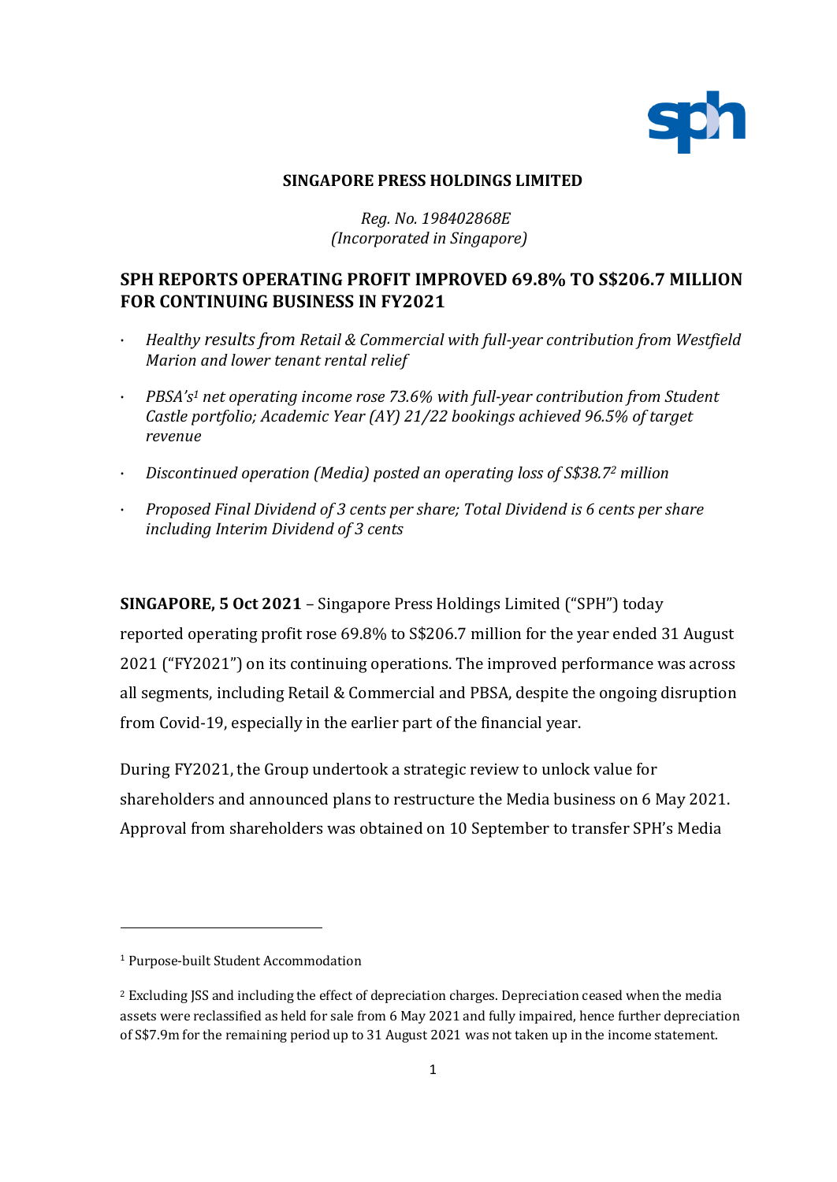**SINGAPORE PRESS HOLDINGS LIMITED**

*Reg. No. 198402868E*
*(Incorporated in Singapore)*

# SPH REPORTS OPERATING PROFIT IMPROVED 69.8% TO S$206.7 MILLION FOR CONTINUING BUSINESS IN FY2021

- *Healthy results from Retail & Commercial with full-year contribution from Westfield Marion and lower tenant rental relief*
- *PBSA's[1] net operating income rose 73.6% with full-year contribution from Student Castle portfolio; Academic Year (AY) 21/22 bookings achieved 96.5% of target revenue*
- *Discontinued operation (Media) posted an operating loss of S$38.7[2] million*
- *Proposed Final Dividend of 3 cents per share; Total Dividend is 6 cents per share including Interim Dividend of 3 cents*

**SINGAPORE, 5 Oct 2021** – Singapore Press Holdings Limited ("SPH") today reported operating profit rose 69.8% to S$206.7 million for the year ended 31 August 2021 ("FY2021") on its continuing operations. The improved performance was across all segments, including Retail & Commercial and PBSA, despite the ongoing disruption from Covid-19, especially in the earlier part of the financial year.

During FY2021, the Group undertook a strategic review to unlock value for shareholders and announced plans to restructure the Media business on 6 May 2021. Approval from shareholders was obtained on 10 September to transfer SPH's Media

---

[1] Purpose-built Student Accommodation

[2] Excluding JSS and including the effect of depreciation charges. Depreciation ceased when the media assets were reclassified as held for sale from 6 May 2021 and fully impaired, hence further depreciation of S$7.9m for the remaining period up to 31 August 2021 was not taken up in the income statement.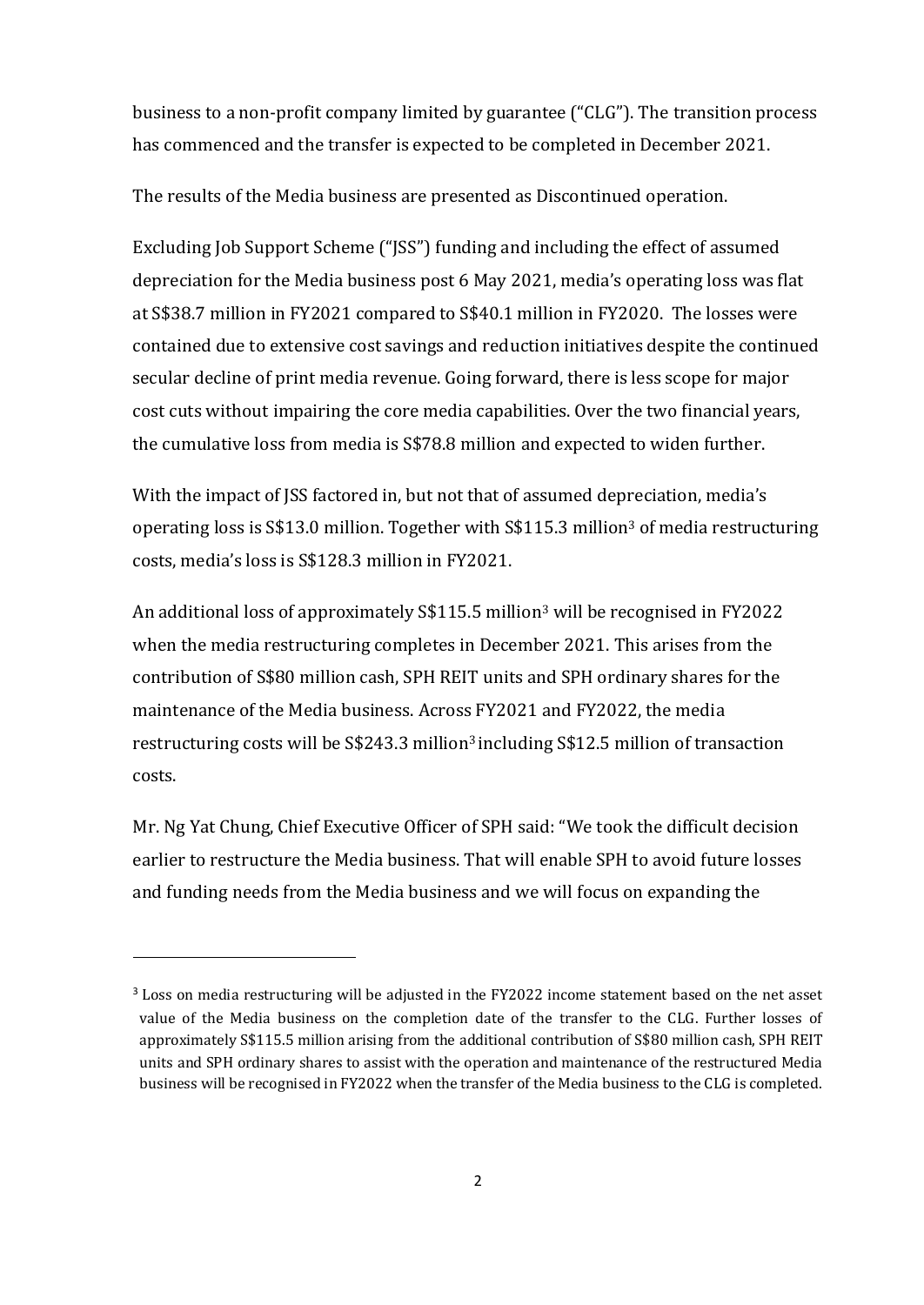business to a non-profit company limited by guarantee ("CLG"). The transition process has commenced and the transfer is expected to be completed in December 2021.

The results of the Media business are presented as Discontinued operation.

Excluding Job Support Scheme ("JSS") funding and including the effect of assumed depreciation for the Media business post 6 May 2021, media's operating loss was flat at S$38.7 million in FY2021 compared to S$40.1 million in FY2020. The losses were contained due to extensive cost savings and reduction initiatives despite the continued secular decline of print media revenue. Going forward, there is less scope for major cost cuts without impairing the core media capabilities. Over the two financial years, the cumulative loss from media is S$78.8 million and expected to widen further.

With the impact of JSS factored in, but not that of assumed depreciation, media's operating loss is S$13.0 million. Together with S$115.3 million[3] of media restructuring costs, media's loss is S$128.3 million in FY2021.

An additional loss of approximately S$115.5 million[3] will be recognised in FY2022 when the media restructuring completes in December 2021. This arises from the contribution of S$80 million cash, SPH REIT units and SPH ordinary shares for the maintenance of the Media business. Across FY2021 and FY2022, the media restructuring costs will be S$243.3 million[3] including S$12.5 million of transaction costs.

Mr. Ng Yat Chung, Chief Executive Officer of SPH said: "We took the difficult decision earlier to restructure the Media business. That will enable SPH to avoid future losses and funding needs from the Media business and we will focus on expanding the

---

[3] Loss on media restructuring will be adjusted in the FY2022 income statement based on the net asset value of the Media business on the completion date of the transfer to the CLG. Further losses of approximately S$115.5 million arising from the additional contribution of S$80 million cash, SPH REIT units and SPH ordinary shares to assist with the operation and maintenance of the restructured Media business will be recognised in FY2022 when the transfer of the Media business to the CLG is completed.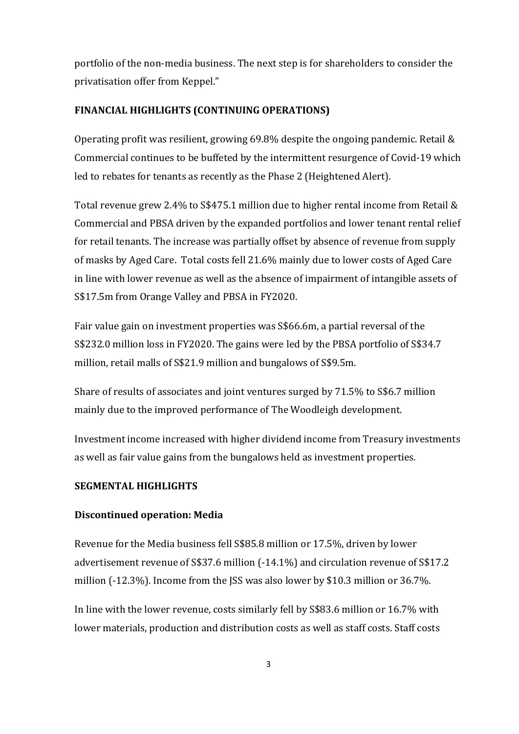portfolio of the non-media business. The next step is for shareholders to consider the privatisation offer from Keppel."

**FINANCIAL HIGHLIGHTS (CONTINUING OPERATIONS)**

Operating profit was resilient, growing 69.8% despite the ongoing pandemic. Retail & Commercial continues to be buffeted by the intermittent resurgence of Covid-19 which led to rebates for tenants as recently as the Phase 2 (Heightened Alert).

Total revenue grew 2.4% to S$475.1 million due to higher rental income from Retail & Commercial and PBSA driven by the expanded portfolios and lower tenant rental relief for retail tenants. The increase was partially offset by absence of revenue from supply of masks by Aged Care. Total costs fell 21.6% mainly due to lower costs of Aged Care in line with lower revenue as well as the absence of impairment of intangible assets of S$17.5m from Orange Valley and PBSA in FY2020.

Fair value gain on investment properties was S$66.6m, a partial reversal of the S$232.0 million loss in FY2020. The gains were led by the PBSA portfolio of S$34.7 million, retail malls of S$21.9 million and bungalows of S$9.5m.

Share of results of associates and joint ventures surged by 71.5% to S$6.7 million mainly due to the improved performance of The Woodleigh development.

Investment income increased with higher dividend income from Treasury investments as well as fair value gains from the bungalows held as investment properties.

**SEGMENTAL HIGHLIGHTS**

**Discontinued operation: Media**

Revenue for the Media business fell S$85.8 million or 17.5%, driven by lower advertisement revenue of S$37.6 million (-14.1%) and circulation revenue of S$17.2 million (-12.3%). Income from the JSS was also lower by $10.3 million or 36.7%.

In line with the lower revenue, costs similarly fell by S$83.6 million or 16.7% with lower materials, production and distribution costs as well as staff costs. Staff costs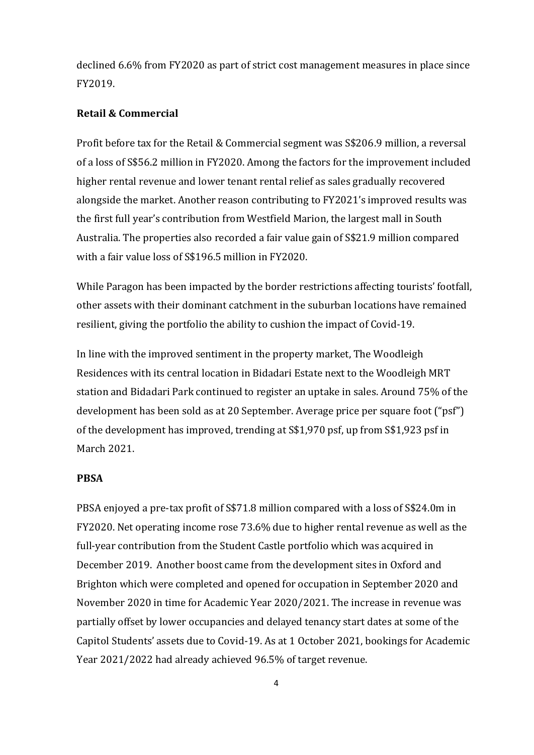declined 6.6% from FY2020 as part of strict cost management measures in place since FY2019.

**Retail & Commercial**

Profit before tax for the Retail & Commercial segment was S$206.9 million, a reversal of a loss of S$56.2 million in FY2020. Among the factors for the improvement included higher rental revenue and lower tenant rental relief as sales gradually recovered alongside the market. Another reason contributing to FY2021's improved results was the first full year's contribution from Westfield Marion, the largest mall in South Australia. The properties also recorded a fair value gain of S$21.9 million compared with a fair value loss of S$196.5 million in FY2020.

While Paragon has been impacted by the border restrictions affecting tourists' footfall, other assets with their dominant catchment in the suburban locations have remained resilient, giving the portfolio the ability to cushion the impact of Covid-19.

In line with the improved sentiment in the property market, The Woodleigh Residences with its central location in Bidadari Estate next to the Woodleigh MRT station and Bidadari Park continued to register an uptake in sales. Around 75% of the development has been sold as at 20 September. Average price per square foot ("psf") of the development has improved, trending at S$1,970 psf, up from S$1,923 psf in March 2021.

**PBSA**

PBSA enjoyed a pre-tax profit of S$71.8 million compared with a loss of S$24.0m in FY2020. Net operating income rose 73.6% due to higher rental revenue as well as the full-year contribution from the Student Castle portfolio which was acquired in December 2019. Another boost came from the development sites in Oxford and Brighton which were completed and opened for occupation in September 2020 and November 2020 in time for Academic Year 2020/2021. The increase in revenue was partially offset by lower occupancies and delayed tenancy start dates at some of the Capitol Students' assets due to Covid-19. As at 1 October 2021, bookings for Academic Year 2021/2022 had already achieved 96.5% of target revenue.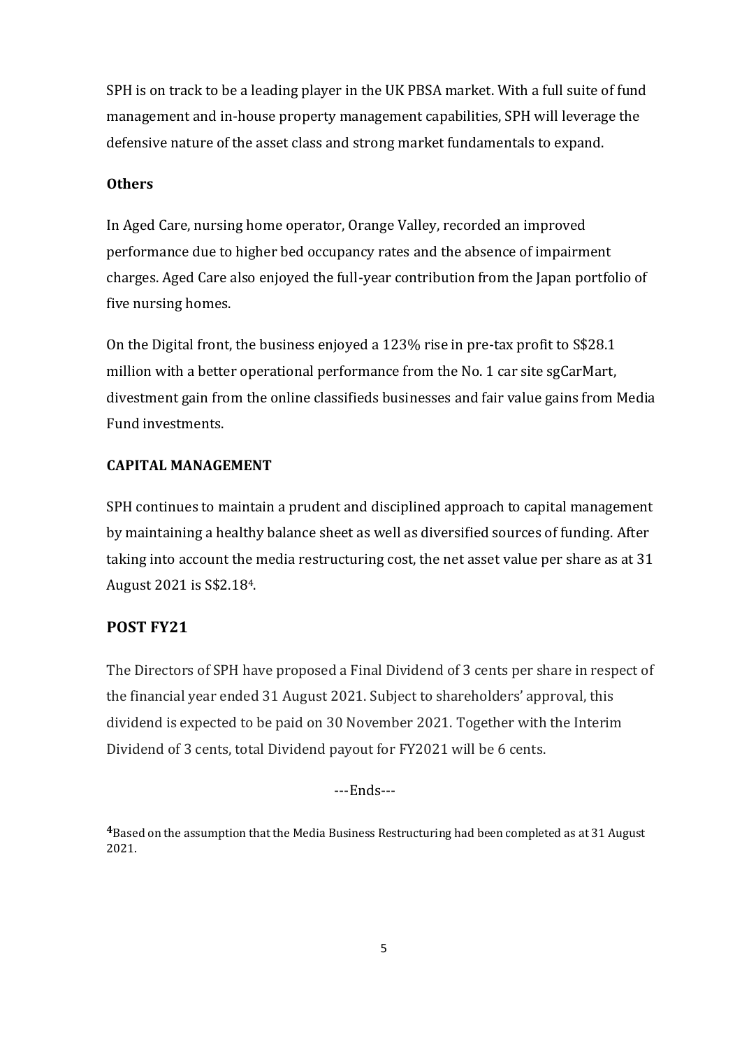SPH is on track to be a leading player in the UK PBSA market. With a full suite of fund management and in-house property management capabilities, SPH will leverage the defensive nature of the asset class and strong market fundamentals to expand.

### Others

In Aged Care, nursing home operator, Orange Valley, recorded an improved performance due to higher bed occupancy rates and the absence of impairment charges. Aged Care also enjoyed the full-year contribution from the Japan portfolio of five nursing homes.

On the Digital front, the business enjoyed a 123% rise in pre-tax profit to S$28.1 million with a better operational performance from the No. 1 car site sgCarMart, divestment gain from the online classifieds businesses and fair value gains from Media Fund investments.

### CAPITAL MANAGEMENT

SPH continues to maintain a prudent and disciplined approach to capital management by maintaining a healthy balance sheet as well as diversified sources of funding. After taking into account the media restructuring cost, the net asset value per share as at 31 August 2021 is S$2.18[4].

## POST FY21

The Directors of SPH have proposed a Final Dividend of 3 cents per share in respect of the financial year ended 31 August 2021. Subject to shareholders' approval, this dividend is expected to be paid on 30 November 2021. Together with the Interim Dividend of 3 cents, total Dividend payout for FY2021 will be 6 cents.

---Ends---

[4]Based on the assumption that the Media Business Restructuring had been completed as at 31 August 2021.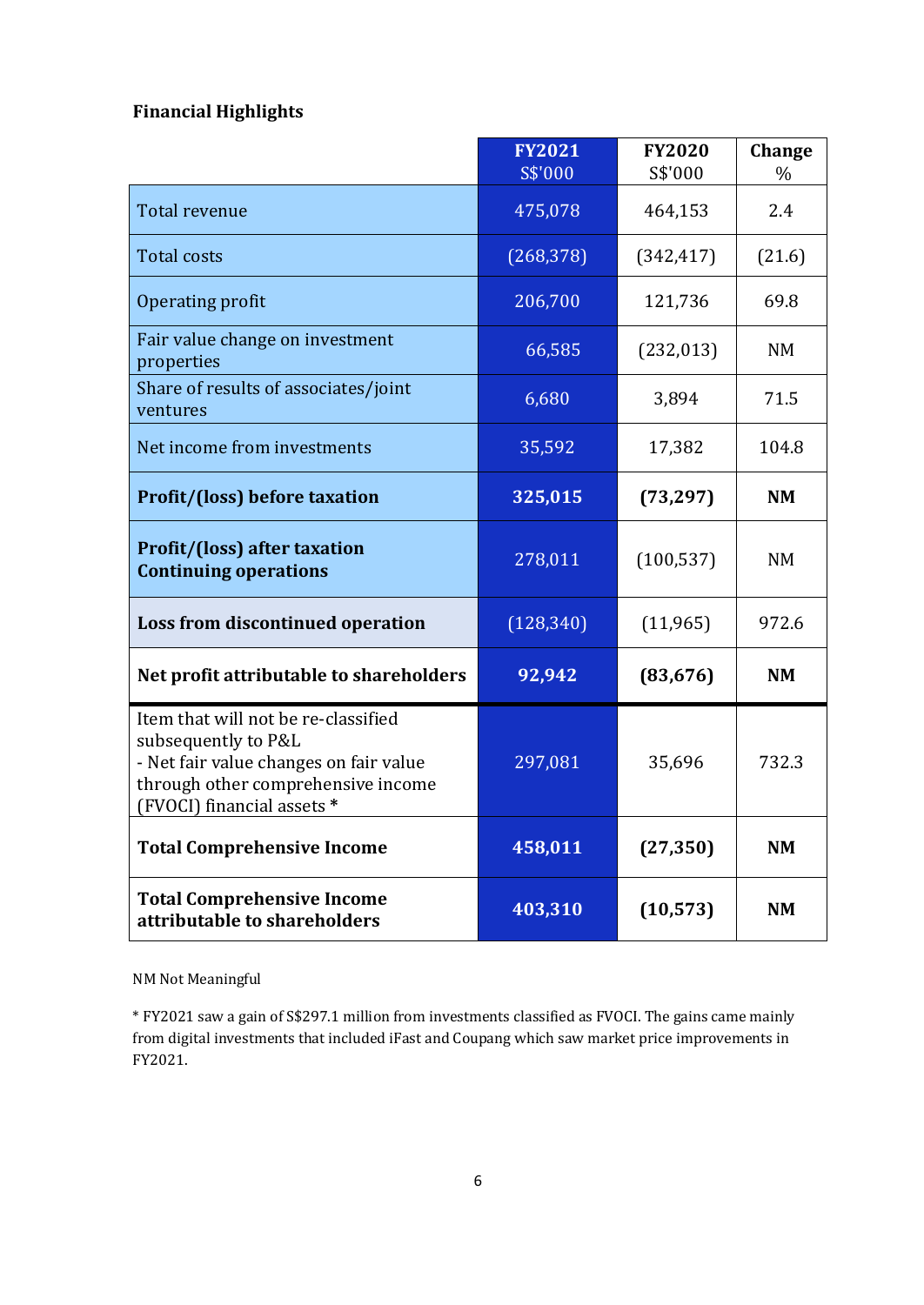**Financial Highlights**

| | FY2021 S$'000 | FY2020 S$'000 | Change % |
|---|---|---|---|
| Total revenue | 475,078 | 464,153 | 2.4 |
| Total costs | (268,378) | (342,417) | (21.6) |
| Operating profit | 206,700 | 121,736 | 69.8 |
| Fair value change on investment properties | 66,585 | (232,013) | NM |
| Share of results of associates/joint ventures | 6,680 | 3,894 | 71.5 |
| Net income from investments | 35,592 | 17,382 | 104.8 |
| **Profit/(loss) before taxation** | **325,015** | **(73,297)** | **NM** |
| **Profit/(loss) after taxation Continuing operations** | 278,011 | (100,537) | NM |
| **Loss from discontinued operation** | (128,340) | (11,965) | 972.6 |
| **Net profit attributable to shareholders** | **92,942** | **(83,676)** | **NM** |
| Item that will not be re-classified subsequently to P&L - Net fair value changes on fair value through other comprehensive income (FVOCI) financial assets * | 297,081 | 35,696 | 732.3 |
| **Total Comprehensive Income** | **458,011** | **(27,350)** | **NM** |
| **Total Comprehensive Income attributable to shareholders** | **403,310** | **(10,573)** | **NM** |

NM Not Meaningful

* FY2021 saw a gain of S$297.1 million from investments classified as FVOCI. The gains came mainly from digital investments that included iFast and Coupang which saw market price improvements in FY2021.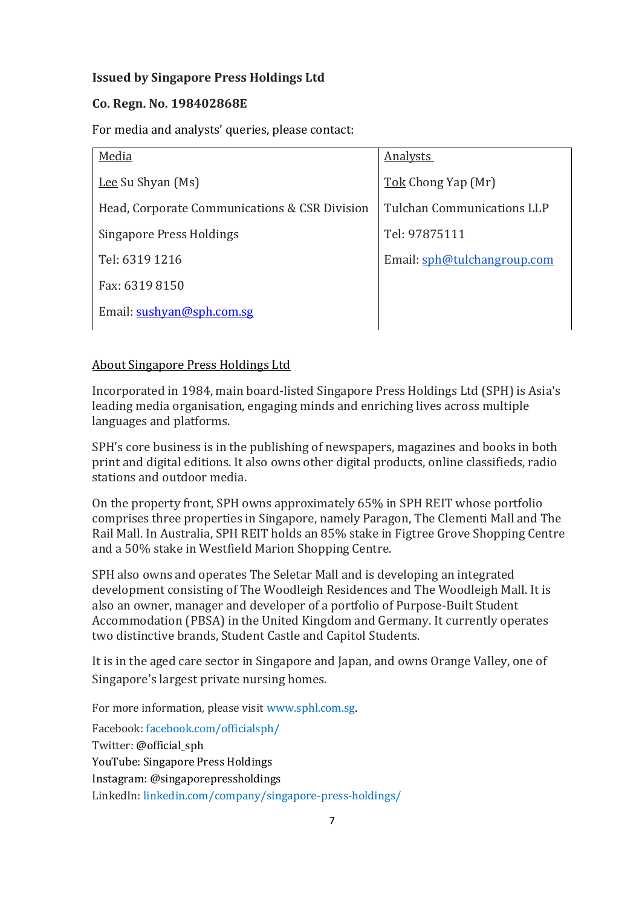**Issued by Singapore Press Holdings Ltd**

**Co. Regn. No. 198402868E**

For media and analysts' queries, please contact:

| Media | Analysts |
|---|---|
| Lee Su Shyan (Ms) | Tok Chong Yap (Mr) |
| Head, Corporate Communications & CSR Division | Tulchan Communications LLP |
| Singapore Press Holdings | Tel: 97875111 |
| Tel: 6319 1216 | Email: sph@tulchangroup.com |
| Fax: 6319 8150 | |
| Email: sushyan@sph.com.sg | |

About Singapore Press Holdings Ltd

Incorporated in 1984, main board-listed Singapore Press Holdings Ltd (SPH) is Asia's leading media organisation, engaging minds and enriching lives across multiple languages and platforms.

SPH's core business is in the publishing of newspapers, magazines and books in both print and digital editions. It also owns other digital products, online classifieds, radio stations and outdoor media.

On the property front, SPH owns approximately 65% in SPH REIT whose portfolio comprises three properties in Singapore, namely Paragon, The Clementi Mall and The Rail Mall. In Australia, SPH REIT holds an 85% stake in Figtree Grove Shopping Centre and a 50% stake in Westfield Marion Shopping Centre.

SPH also owns and operates The Seletar Mall and is developing an integrated development consisting of The Woodleigh Residences and The Woodleigh Mall. It is also an owner, manager and developer of a portfolio of Purpose-Built Student Accommodation (PBSA) in the United Kingdom and Germany. It currently operates two distinctive brands, Student Castle and Capitol Students.

It is in the aged care sector in Singapore and Japan, and owns Orange Valley, one of Singapore's largest private nursing homes.

For more information, please visit www.sphl.com.sg.

Facebook: facebook.com/officialsph/
Twitter: @official_sph
YouTube: Singapore Press Holdings
Instagram: @singaporepressholdings
LinkedIn: linkedin.com/company/singapore-press-holdings/